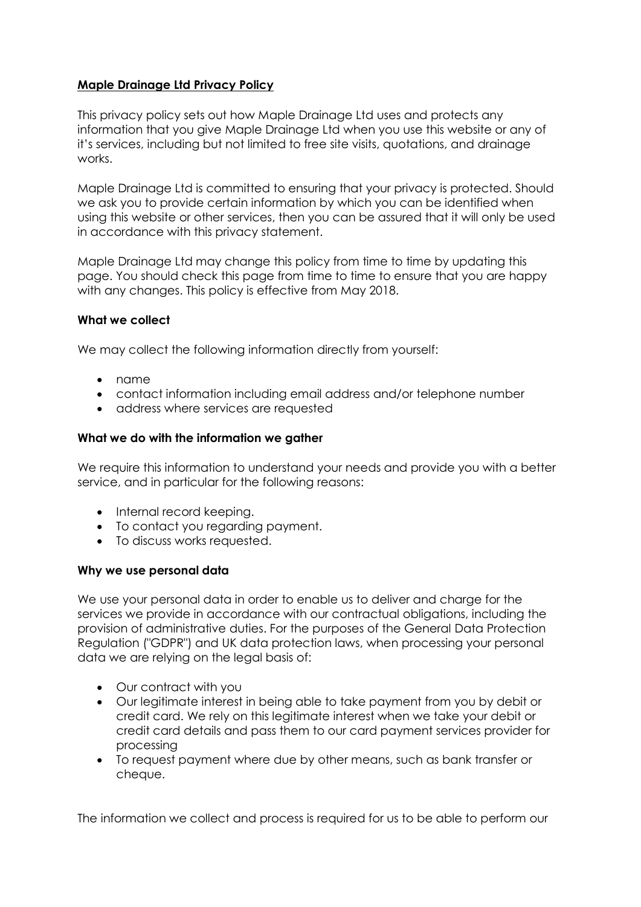**Maple Drainage Ltd Privacy Policy**

This privacy policy sets out how Maple Drainage Ltd uses and protects any information that you give Maple Drainage Ltd when you use this website or any of it's services, including but not limited to free site visits, quotations, and drainage works.

Maple Drainage Ltd is committed to ensuring that your privacy is protected. Should we ask you to provide certain information by which you can be identified when using this website or other services, then you can be assured that it will only be used in accordance with this privacy statement.

Maple Drainage Ltd may change this policy from time to time by updating this page. You should check this page from time to time to ensure that you are happy with any changes. This policy is effective from May 2018.

**What we collect**

We may collect the following information directly from yourself:

- name
- contact information including email address and/or telephone number
- address where services are requested

**What we do with the information we gather**

We require this information to understand your needs and provide you with a better service, and in particular for the following reasons:

- Internal record keeping.
- To contact you regarding payment.
- To discuss works requested.

**Why we use personal data**

We use your personal data in order to enable us to deliver and charge for the services we provide in accordance with our contractual obligations, including the provision of administrative duties. For the purposes of the General Data Protection Regulation ("GDPR") and UK data protection laws, when processing your personal data we are relying on the legal basis of:

- Our contract with you
- Our legitimate interest in being able to take payment from you by debit or credit card. We rely on this legitimate interest when we take your debit or credit card details and pass them to our card payment services provider for processing
- To request payment where due by other means, such as bank transfer or cheque.

The information we collect and process is required for us to be able to perform our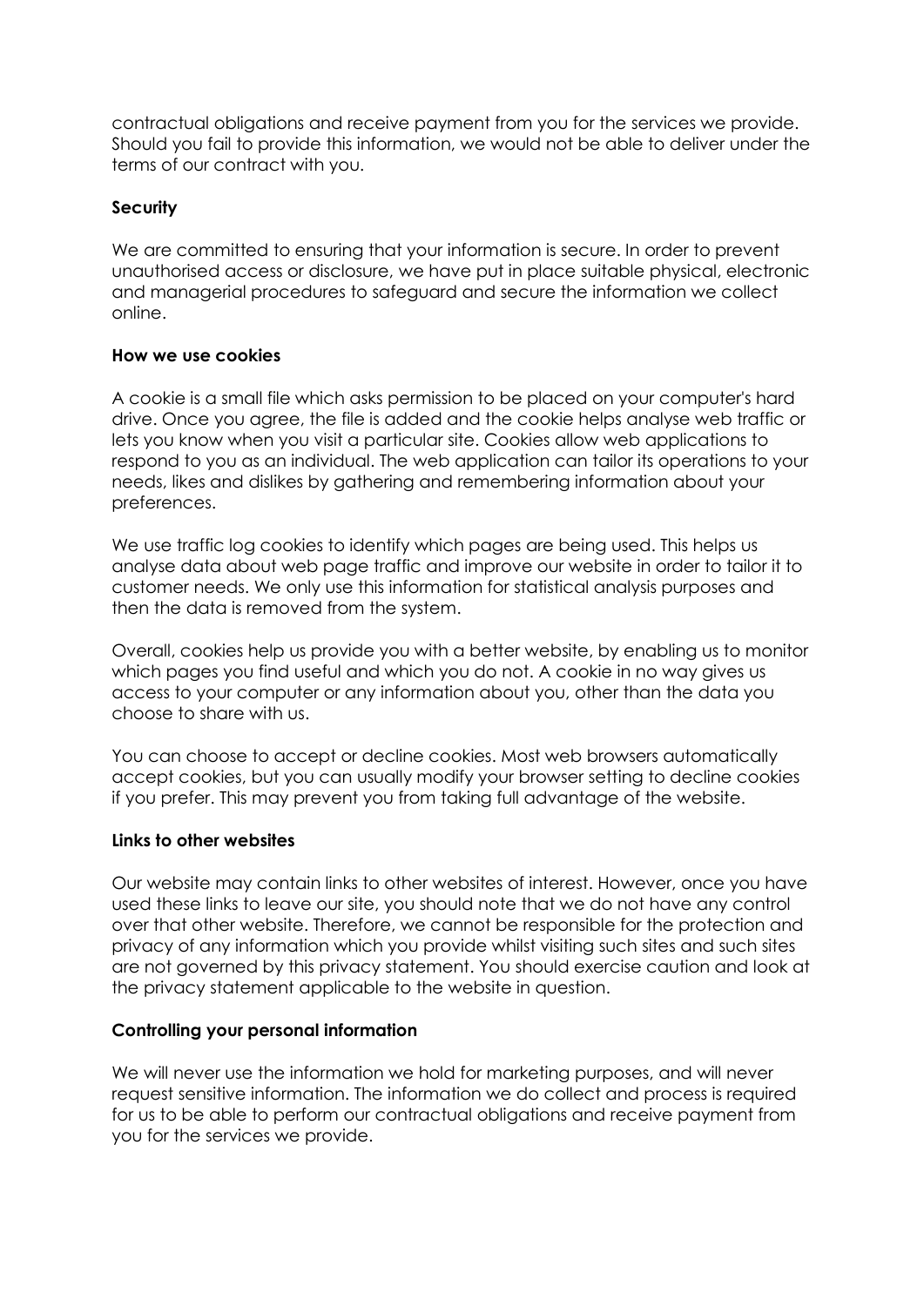contractual obligations and receive payment from you for the services we provide. Should you fail to provide this information, we would not be able to deliver under the terms of our contract with you.

**Security**

We are committed to ensuring that your information is secure. In order to prevent unauthorised access or disclosure, we have put in place suitable physical, electronic and managerial procedures to safeguard and secure the information we collect online.

**How we use cookies**

A cookie is a small file which asks permission to be placed on your computer's hard drive. Once you agree, the file is added and the cookie helps analyse web traffic or lets you know when you visit a particular site. Cookies allow web applications to respond to you as an individual. The web application can tailor its operations to your needs, likes and dislikes by gathering and remembering information about your preferences.

We use traffic log cookies to identify which pages are being used. This helps us analyse data about web page traffic and improve our website in order to tailor it to customer needs. We only use this information for statistical analysis purposes and then the data is removed from the system.

Overall, cookies help us provide you with a better website, by enabling us to monitor which pages you find useful and which you do not. A cookie in no way gives us access to your computer or any information about you, other than the data you choose to share with us.

You can choose to accept or decline cookies. Most web browsers automatically accept cookies, but you can usually modify your browser setting to decline cookies if you prefer. This may prevent you from taking full advantage of the website.

**Links to other websites**

Our website may contain links to other websites of interest. However, once you have used these links to leave our site, you should note that we do not have any control over that other website. Therefore, we cannot be responsible for the protection and privacy of any information which you provide whilst visiting such sites and such sites are not governed by this privacy statement. You should exercise caution and look at the privacy statement applicable to the website in question.

**Controlling your personal information**

We will never use the information we hold for marketing purposes, and will never request sensitive information. The information we do collect and process is required for us to be able to perform our contractual obligations and receive payment from you for the services we provide.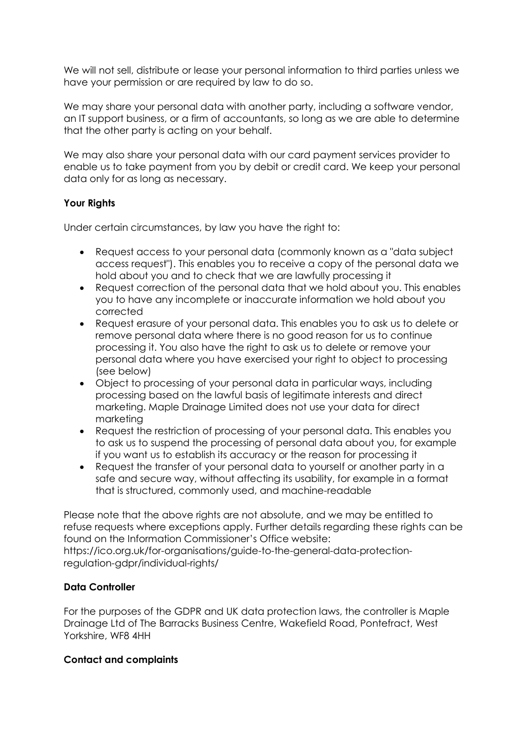We will not sell, distribute or lease your personal information to third parties unless we have your permission or are required by law to do so.

We may share your personal data with another party, including a software vendor, an IT support business, or a firm of accountants, so long as we are able to determine that the other party is acting on your behalf.

We may also share your personal data with our card payment services provider to enable us to take payment from you by debit or credit card. We keep your personal data only for as long as necessary.

**Your Rights**

Under certain circumstances, by law you have the right to:

- Request access to your personal data (commonly known as a "data subject access request"). This enables you to receive a copy of the personal data we hold about you and to check that we are lawfully processing it
- Request correction of the personal data that we hold about you. This enables you to have any incomplete or inaccurate information we hold about you corrected
- Request erasure of your personal data. This enables you to ask us to delete or remove personal data where there is no good reason for us to continue processing it. You also have the right to ask us to delete or remove your personal data where you have exercised your right to object to processing (see below)
- Object to processing of your personal data in particular ways, including processing based on the lawful basis of legitimate interests and direct marketing. Maple Drainage Limited does not use your data for direct marketing
- Request the restriction of processing of your personal data. This enables you to ask us to suspend the processing of personal data about you, for example if you want us to establish its accuracy or the reason for processing it
- Request the transfer of your personal data to yourself or another party in a safe and secure way, without affecting its usability, for example in a format that is structured, commonly used, and machine-readable

Please note that the above rights are not absolute, and we may be entitled to refuse requests where exceptions apply. Further details regarding these rights can be found on the Information Commissioner's Office website: https://ico.org.uk/for-organisations/guide-to-the-general-data-protection-regulation-gdpr/individual-rights/

**Data Controller**

For the purposes of the GDPR and UK data protection laws, the controller is Maple Drainage Ltd of The Barracks Business Centre, Wakefield Road, Pontefract, West Yorkshire, WF8 4HH

**Contact and complaints**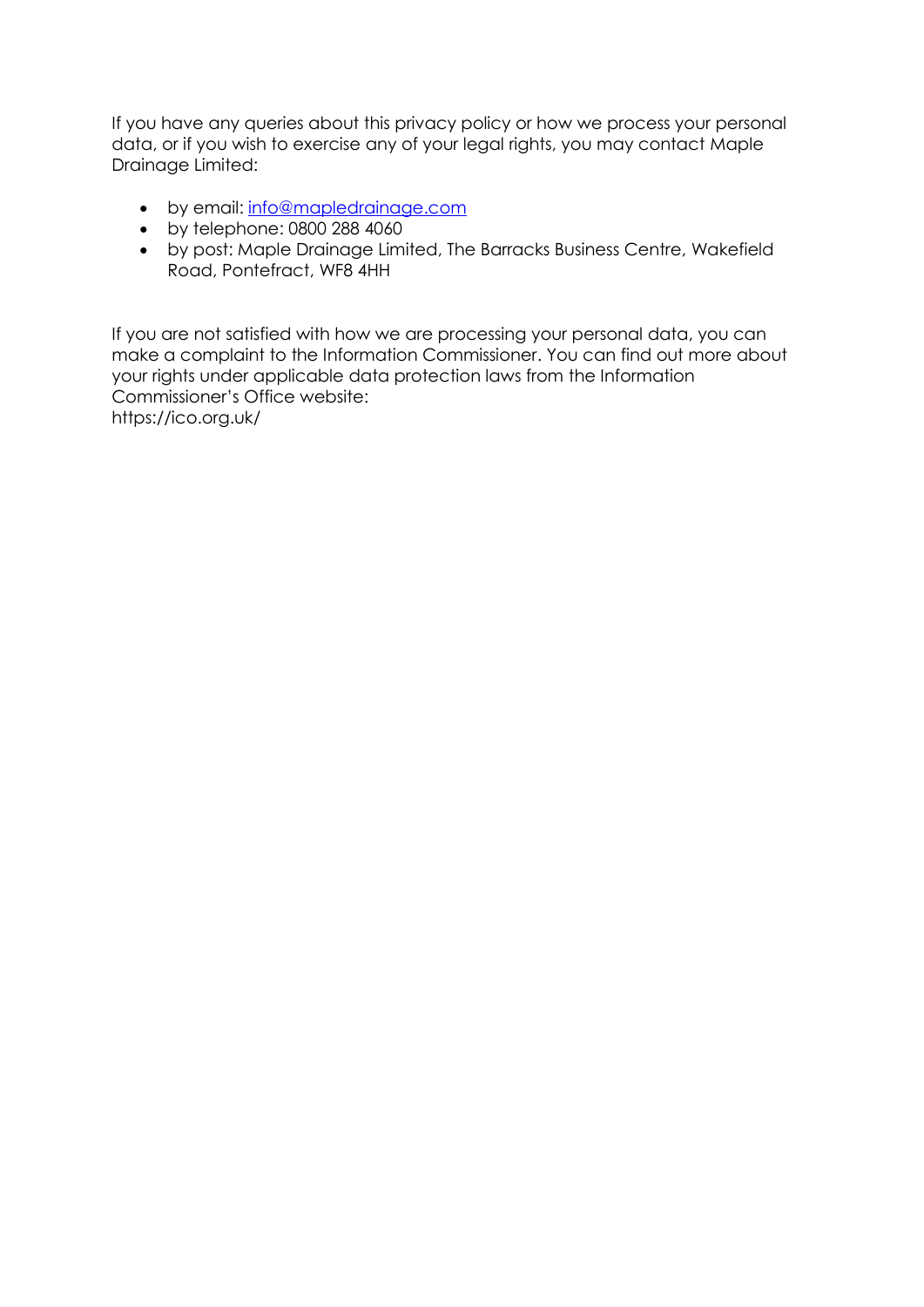If you have any queries about this privacy policy or how we process your personal data, or if you wish to exercise any of your legal rights, you may contact Maple Drainage Limited:

- by email: [info@mapledrainage.com](mailto:info@mapledrainage.com)
- by telephone: 0800 288 4060
- by post: Maple Drainage Limited, The Barracks Business Centre, Wakefield Road, Pontefract, WF8 4HH

If you are not satisfied with how we are processing your personal data, you can make a complaint to the Information Commissioner. You can find out more about your rights under applicable data protection laws from the Information Commissioner's Office website:
https://ico.org.uk/